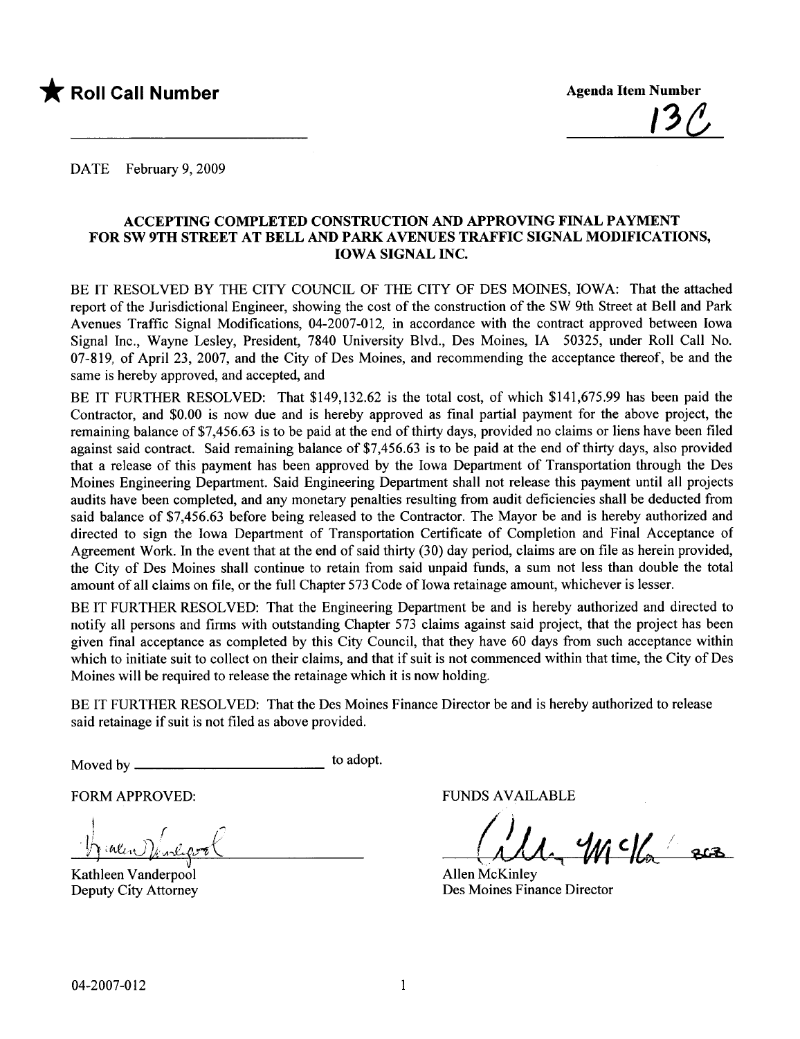★ **Roll Call Number** ______________________

**Agenda Item Number**
13C

DATE February 9, 2009

## ACCEPTING COMPLETED CONSTRUCTION AND APPROVING FINAL PAYMENT FOR SW 9TH STREET AT BELL AND PARK AVENUES TRAFFIC SIGNAL MODIFICATIONS, IOWA SIGNAL INC.

BE IT RESOLVED BY THE CITY COUNCIL OF THE CITY OF DES MOINES, IOWA: That the attached report of the Jurisdictional Engineer, showing the cost of the construction of the SW 9th Street at Bell and Park Avenues Traffic Signal Modifications, 04-2007-012, in accordance with the contract approved between Iowa Signal Inc., Wayne Lesley, President, 7840 University Blvd., Des Moines, IA 50325, under Roll Call No. 07-819, of April 23, 2007, and the City of Des Moines, and recommending the acceptance thereof, be and the same is hereby approved, and accepted, and

BE IT FURTHER RESOLVED: That $149,132.62 is the total cost, of which $141,675.99 has been paid the Contractor, and $0.00 is now due and is hereby approved as final partial payment for the above project, the remaining balance of $7,456.63 is to be paid at the end of thirty days, provided no claims or liens have been filed against said contract. Said remaining balance of $7,456.63 is to be paid at the end of thirty days, also provided that a release of this payment has been approved by the Iowa Department of Transportation through the Des Moines Engineering Department. Said Engineering Department shall not release this payment until all projects audits have been completed, and any monetary penalties resulting from audit deficiencies shall be deducted from said balance of $7,456.63 before being released to the Contractor. The Mayor be and is hereby authorized and directed to sign the Iowa Department of Transportation Certificate of Completion and Final Acceptance of Agreement Work. In the event that at the end of said thirty (30) day period, claims are on file as herein provided, the City of Des Moines shall continue to retain from said unpaid funds, a sum not less than double the total amount of all claims on file, or the full Chapter 573 Code of Iowa retainage amount, whichever is lesser.

BE IT FURTHER RESOLVED: That the Engineering Department be and is hereby authorized and directed to notify all persons and firms with outstanding Chapter 573 claims against said project, that the project has been given final acceptance as completed by this City Council, that they have 60 days from such acceptance within which to initiate suit to collect on their claims, and that if suit is not commenced within that time, the City of Des Moines will be required to release the retainage which it is now holding.

BE IT FURTHER RESOLVED: That the Des Moines Finance Director be and is hereby authorized to release said retainage if suit is not filed as above provided.

Moved by ______________________ to adopt.

FORM APPROVED:

Kathleen Vanderpool
Deputy City Attorney

FUNDS AVAILABLE

Allen McKinley
Des Moines Finance Director

04-2007-012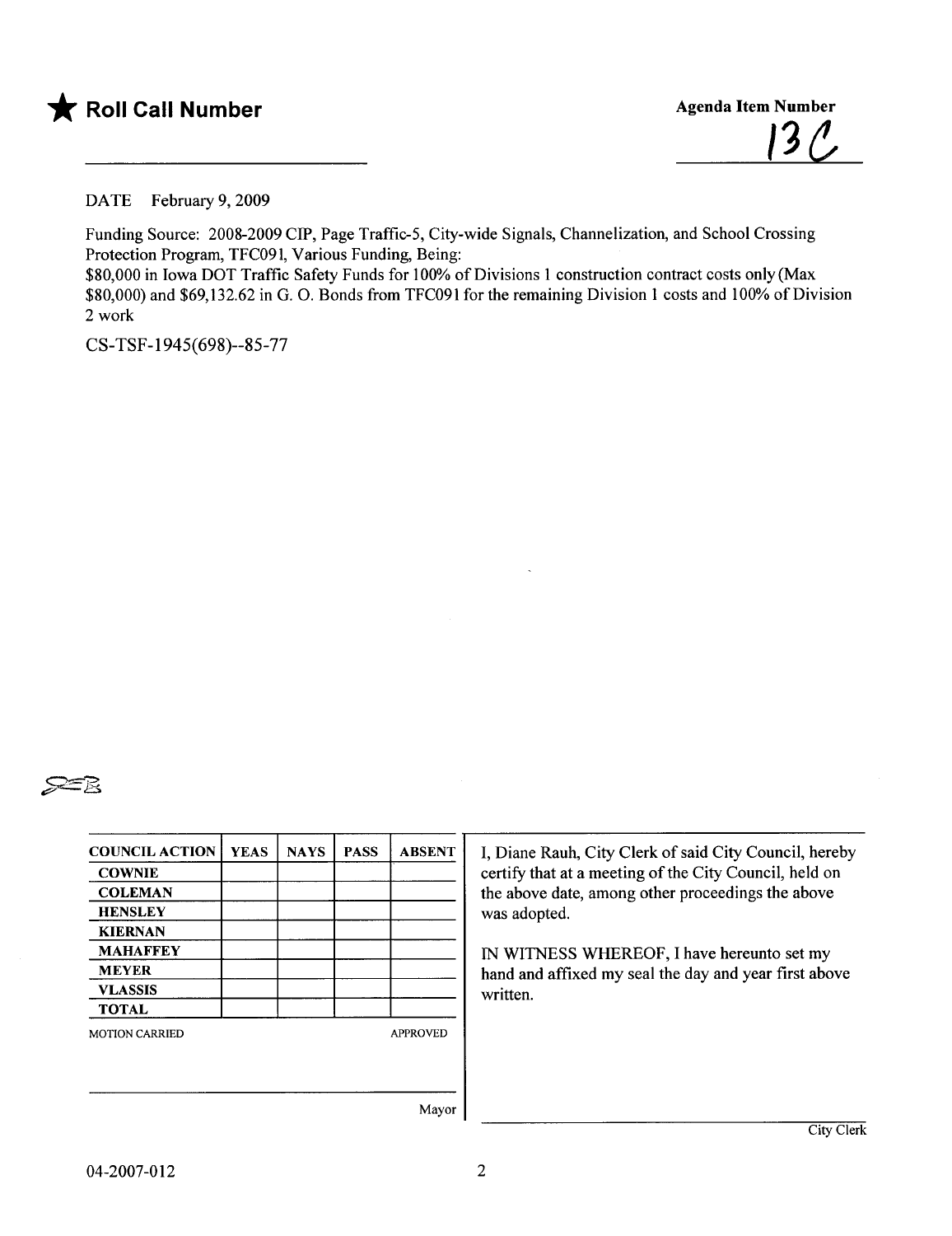★ **Roll Call Number**

**Agenda Item Number**

13C

DATE February 9, 2009

Funding Source: 2008-2009 CIP, Page Traffic-5, City-wide Signals, Channelization, and School Crossing Protection Program, TFC091, Various Funding, Being:
$80,000 in Iowa DOT Traffic Safety Funds for 100% of Divisions 1 construction contract costs only (Max $80,000) and $69,132.62 in G. O. Bonds from TFC091 for the remaining Division 1 costs and 100% of Division 2 work

CS-TSF-1945(698)--85-77

| COUNCIL ACTION | YEAS | NAYS | PASS | ABSENT |
|---|---|---|---|---|
| COWNIE | | | | |
| COLEMAN | | | | |
| HENSLEY | | | | |
| KIERNAN | | | | |
| MAHAFFEY | | | | |
| MEYER | | | | |
| VLASSIS | | | | |
| TOTAL | | | | |

MOTION CARRIED APPROVED

Mayor

I, Diane Rauh, City Clerk of said City Council, hereby certify that at a meeting of the City Council, held on the above date, among other proceedings the above was adopted.

IN WITNESS WHEREOF, I have hereunto set my hand and affixed my seal the day and year first above written.

City Clerk

04-2007-012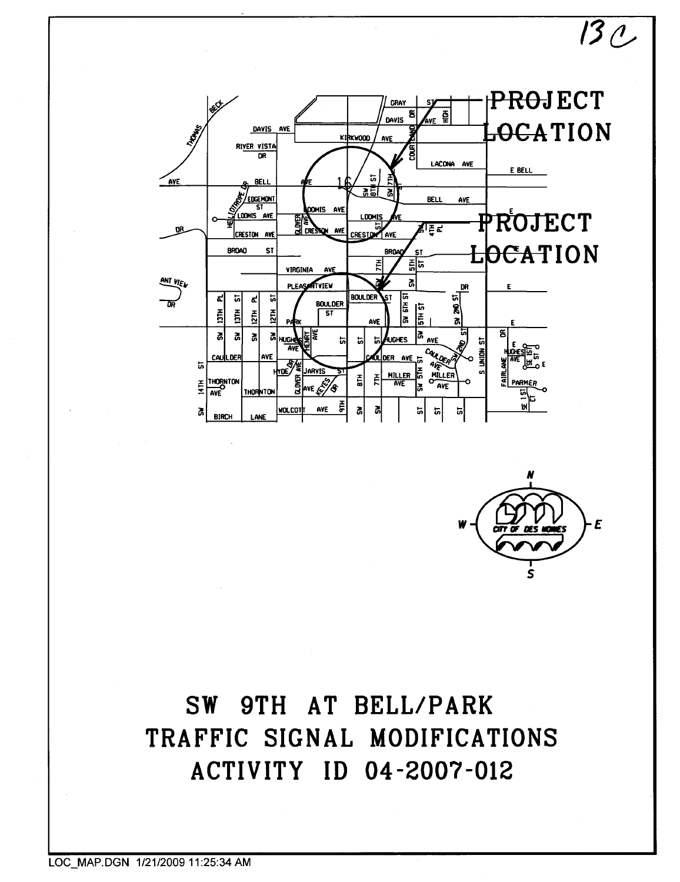13C

PROJECT LOCATION

PROJECT LOCATION

# SW 9TH AT BELL/PARK TRAFFIC SIGNAL MODIFICATIONS ACTIVITY ID 04-2007-012

LOC_MAP.DGN 1/21/2009 11:25:34 AM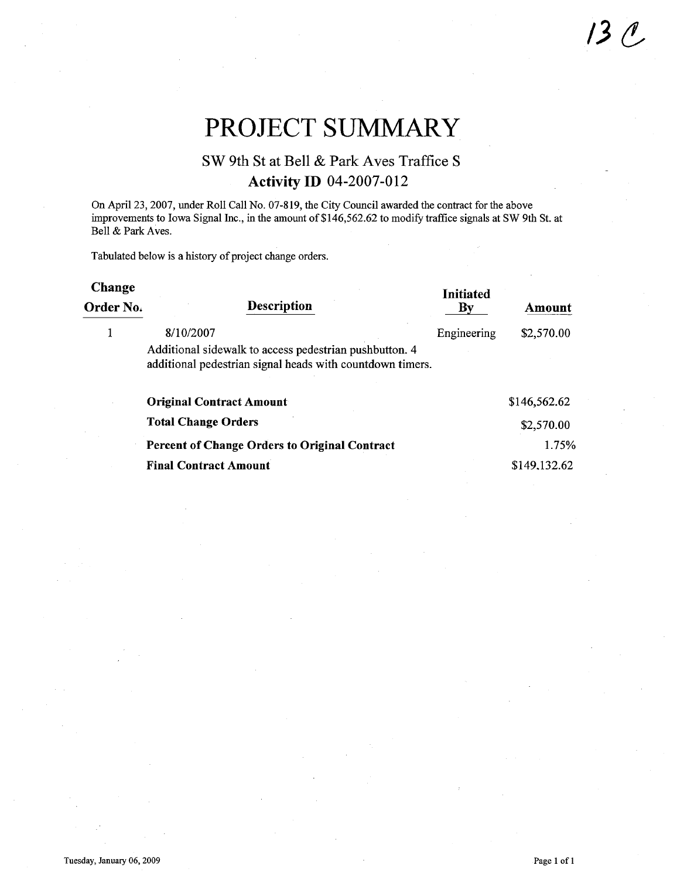13 C

# PROJECT SUMMARY

## SW 9th St at Bell & Park Aves Traffice S

### Activity ID 04-2007-012

On April 23, 2007, under Roll Call No. 07-819, the City Council awarded the contract for the above improvements to Iowa Signal Inc., in the amount of $146,562.62 to modify traffice signals at SW 9th St. at Bell & Park Aves.

Tabulated below is a history of project change orders.

| Change Order No. | Description | Initiated By | Amount |
|---|---|---|---|
| 1 | 8/10/2007<br>Additional sidewalk to access pedestrian pushbutton. 4 additional pedestrian signal heads with countdown timers. | Engineering | $2,570.00 |
| | **Original Contract Amount** | | $146,562.62 |
| | **Total Change Orders** | | $2,570.00 |
| | **Percent of Change Orders to Original Contract** | | 1.75% |
| | **Final Contract Amount** | | $149,132.62 |

Tuesday, January 06, 2009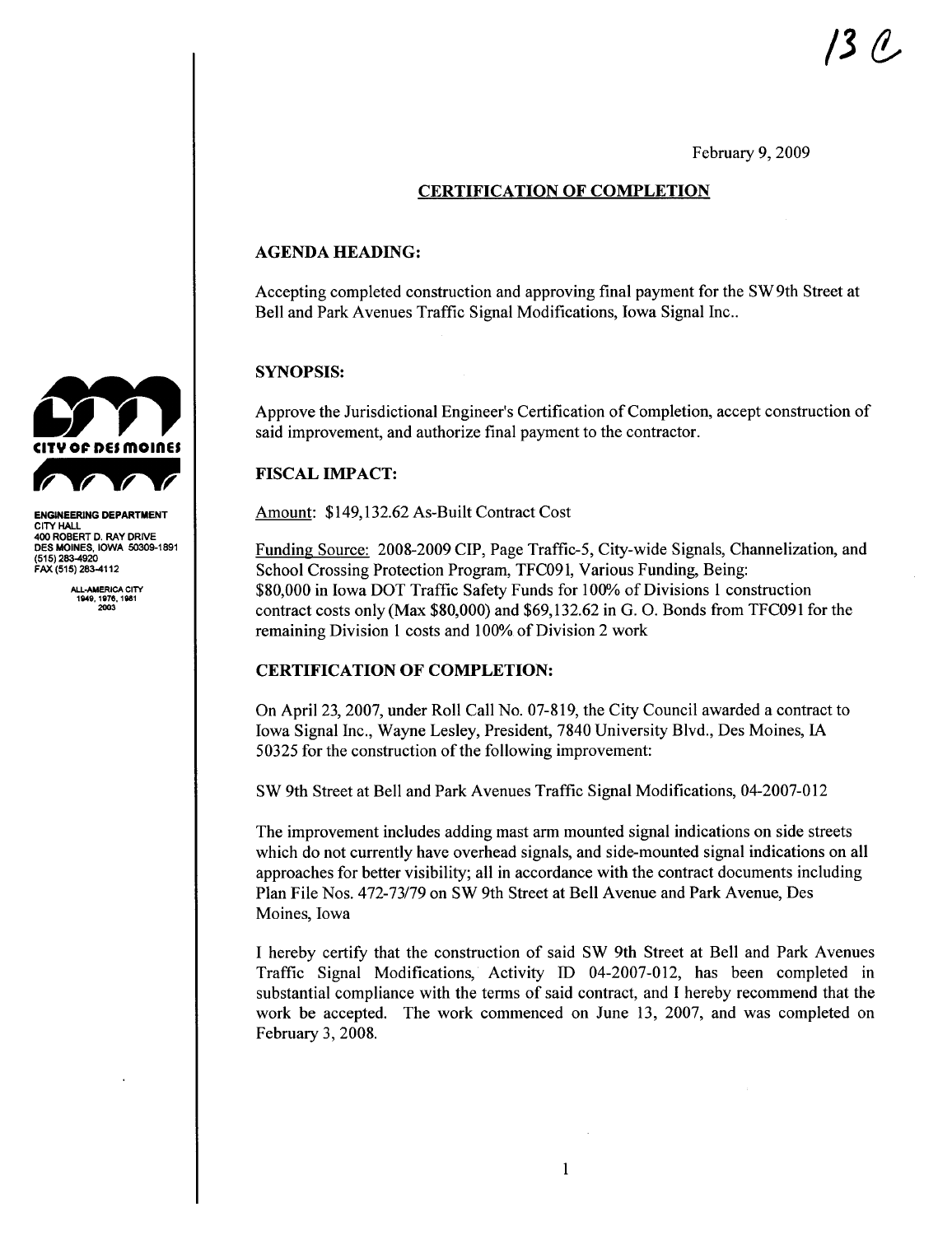13 C

February 9, 2009

## CERTIFICATION OF COMPLETION

ENGINEERING DEPARTMENT
CITY HALL
400 ROBERT D. RAY DRIVE
DES MOINES, IOWA 50309-1891
(515) 283-4920
FAX (515) 283-4112

ALL-AMERICA CITY
1949, 1976, 1981
2003

### AGENDA HEADING:

Accepting completed construction and approving final payment for the SW 9th Street at Bell and Park Avenues Traffic Signal Modifications, Iowa Signal Inc..

### SYNOPSIS:

Approve the Jurisdictional Engineer's Certification of Completion, accept construction of said improvement, and authorize final payment to the contractor.

### FISCAL IMPACT:

Amount: $149,132.62 As-Built Contract Cost

Funding Source: 2008-2009 CIP, Page Traffic-5, City-wide Signals, Channelization, and School Crossing Protection Program, TFC091, Various Funding, Being: $80,000 in Iowa DOT Traffic Safety Funds for 100% of Divisions 1 construction contract costs only (Max $80,000) and $69,132.62 in G. O. Bonds from TFC091 for the remaining Division 1 costs and 100% of Division 2 work

### CERTIFICATION OF COMPLETION:

On April 23, 2007, under Roll Call No. 07-819, the City Council awarded a contract to Iowa Signal Inc., Wayne Lesley, President, 7840 University Blvd., Des Moines, IA 50325 for the construction of the following improvement:

SW 9th Street at Bell and Park Avenues Traffic Signal Modifications, 04-2007-012

The improvement includes adding mast arm mounted signal indications on side streets which do not currently have overhead signals, and side-mounted signal indications on all approaches for better visibility; all in accordance with the contract documents including Plan File Nos. 472-73/79 on SW 9th Street at Bell Avenue and Park Avenue, Des Moines, Iowa

I hereby certify that the construction of said SW 9th Street at Bell and Park Avenues Traffic Signal Modifications, Activity ID 04-2007-012, has been completed in substantial compliance with the terms of said contract, and I hereby recommend that the work be accepted. The work commenced on June 13, 2007, and was completed on February 3, 2008.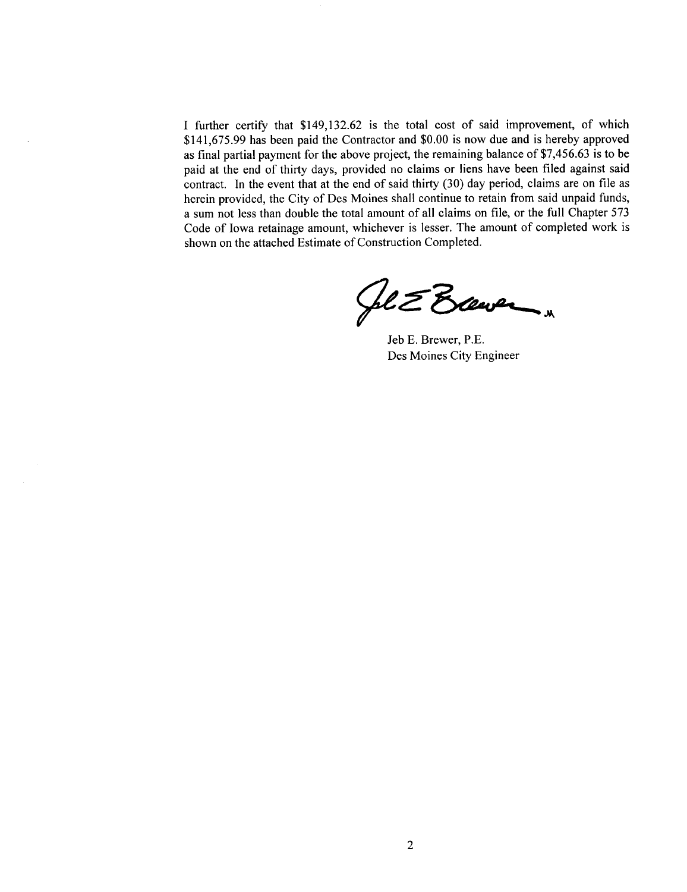I further certify that $149,132.62 is the total cost of said improvement, of which $141,675.99 has been paid the Contractor and $0.00 is now due and is hereby approved as final partial payment for the above project, the remaining balance of $7,456.63 is to be paid at the end of thirty days, provided no claims or liens have been filed against said contract. In the event that at the end of said thirty (30) day period, claims are on file as herein provided, the City of Des Moines shall continue to retain from said unpaid funds, a sum not less than double the total amount of all claims on file, or the full Chapter 573 Code of Iowa retainage amount, whichever is lesser. The amount of completed work is shown on the attached Estimate of Construction Completed.

Jeb E. Brewer, P.E.
Des Moines City Engineer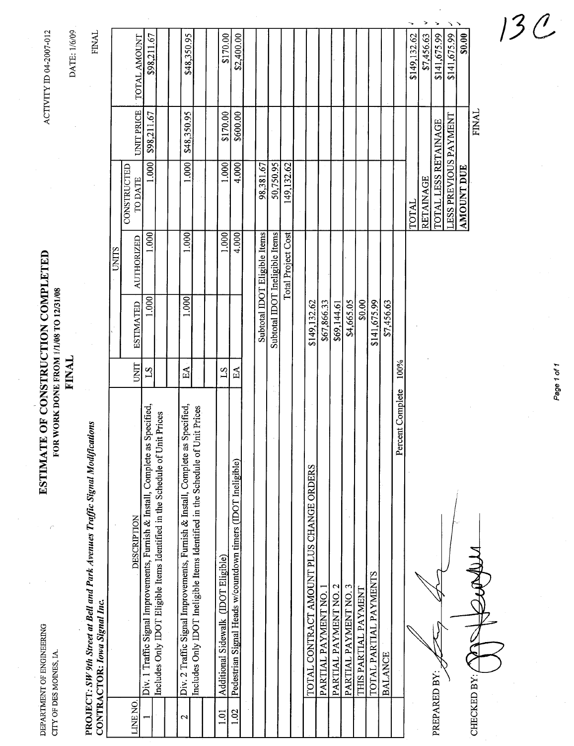DEPARTMENT OF ENGINEERING
CITY OF DES MOINES, IA.

ACTIVITY ID 04-2007-012

13C

# ESTIMATE OF CONSTRUCTION COMPLETED

FOR WORK DONE FROM 1/1/08 TO 12/31/08

**FINAL**

DATE: 1/6/09

FINAL

**PROJECT:** ***SW 9th Street at Bell and Park Avenues Traffic Signal Modifications***
**CONTRACTOR:** ***Iowa Signal Inc.***

| LINE NO. | DESCRIPTION | UNIT | UNITS ESTIMATED | UNITS AUTHORIZED | UNITS CONSTRUCTED TO DATE | UNIT PRICE | TOTAL AMOUNT |
|---|---|---|---|---|---|---|---|
| 1 | Div. 1 Traffic Signal Improvements, Furnish & Install, Complete as Specified, Includes Only IDOT Eligible Items Identified in the Schedule of Unit Prices | LS | 1.000 | 1.000 | 1.000 | $98,211.67 | $98,211.67 |
| 2 | Div. 2 Traffic Signal Improvements, Furnish & Install, Complete as Specified, Includes Only IDOT Ineligible Items Identified in the Schedule of Unit Prices | EA | 1.000 | 1.000 | 1.000 | $48,350.95 | $48,350.95 |
| 1.01 | Additional Sidewalk (IDOT Eligible) | LS | | 1.000 | 1.000 | $170.00 | $170.00 |
| 1.02 | Pedestrian Signal Heads w/countdown timers (IDOT Ineligible) | EA | | 4.000 | 4.000 | $600.00 | $2,400.00 |
| | | | | Subtotal IDOT Eligible Items | 98,381.67 | | |
| | | | | Subtotal IDOT Ineligible Items | 50,750.95 | | |
| | | | | Total Project Cost | 149,132.62 | | |
| | TOTAL CONTRACT AMOUNT PLUS CHANGE ORDERS | | $149,132.62 | | | | |
| | PARTIAL PAYMENT NO. 1 | | $67,866.33 | | | | |
| | PARTIAL PAYMENT NO. 2 | | $69,144.61 | | | | |
| | PARTIAL PAYMENT NO. 3 | | $4,665.05 | | | | |
| | THIS PARTIAL PAYMENT | | $0.00 | | | | |
| | TOTAL PARTIAL PAYMENTS | | $141,675.99 | | | | |
| | BALANCE | | $7,456.63 | | | | |
| | Percent Complete | 100% | | | | | |
| | | | | | TOTAL | | $149,132.62 |
| | | | | | RETAINAGE | | $7,456.63 |
| | | | | | TOTAL LESS RETAINAGE | | $141,675.99 |
| | | | | | LESS PREVIOUS PAYMENT | | $141,675.99 |
| | | | | | **AMOUNT DUE** | | **$0.00** |

FINAL

PREPARED BY: [signature]

CHECKED BY: [signature]